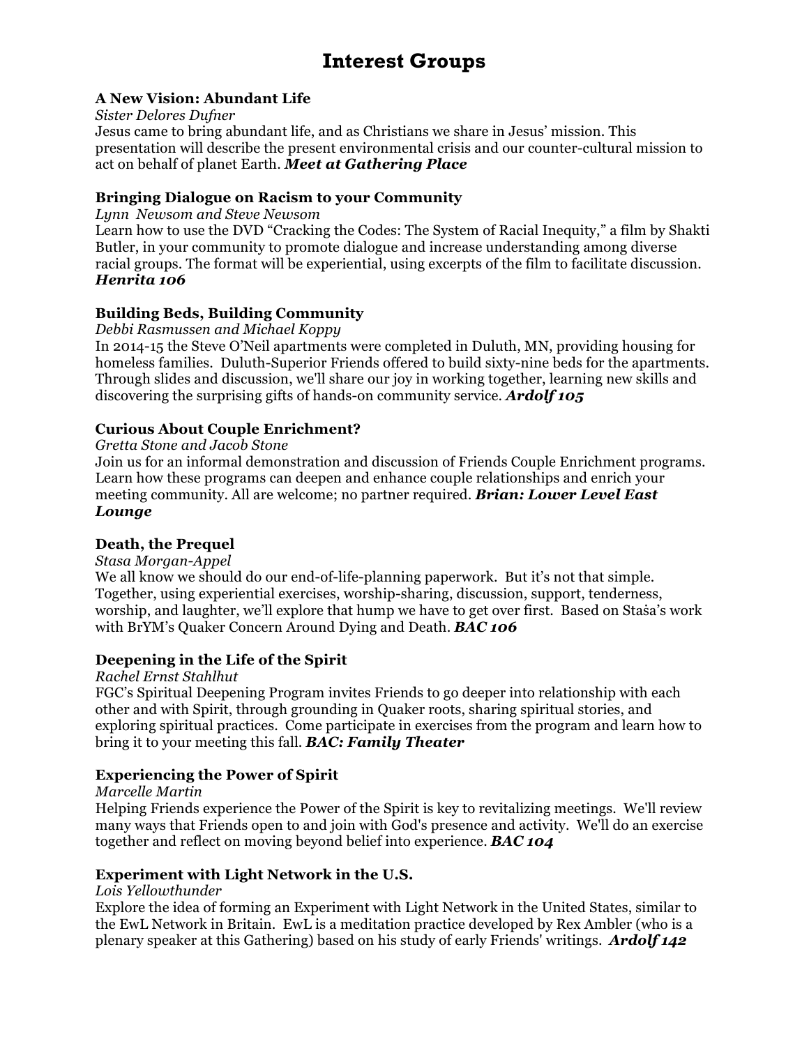# Interest Groups

### A New Vision: Abundant Life

*Sister Delores Dufner*

Jesus came to bring abundant life, and as Christians we share in Jesus' mission. This presentation will describe the present environmental crisis and our counter-cultural mission to act on behalf of planet Earth. ***Meet at Gathering Place***

### Bringing Dialogue on Racism to your Community

*Lynn Newsom and Steve Newsom*

Learn how to use the DVD "Cracking the Codes: The System of Racial Inequity," a film by Shakti Butler, in your community to promote dialogue and increase understanding among diverse racial groups. The format will be experiential, using excerpts of the film to facilitate discussion. ***Henrita 106***

### Building Beds, Building Community

*Debbi Rasmussen and Michael Koppy*

In 2014-15 the Steve O'Neil apartments were completed in Duluth, MN, providing housing for homeless families. Duluth-Superior Friends offered to build sixty-nine beds for the apartments. Through slides and discussion, we'll share our joy in working together, learning new skills and discovering the surprising gifts of hands-on community service. ***Ardolf 105***

### Curious About Couple Enrichment?

*Gretta Stone and Jacob Stone*

Join us for an informal demonstration and discussion of Friends Couple Enrichment programs. Learn how these programs can deepen and enhance couple relationships and enrich your meeting community. All are welcome; no partner required. ***Brian: Lower Level East Lounge***

### Death, the Prequel

*Stasa Morgan-Appel*

We all know we should do our end-of-life-planning paperwork. But it's not that simple. Together, using experiential exercises, worship-sharing, discussion, support, tenderness, worship, and laughter, we'll explore that hump we have to get over first. Based on Staša's work with BrYM's Quaker Concern Around Dying and Death. ***BAC 106***

### Deepening in the Life of the Spirit

*Rachel Ernst Stahlhut*

FGC's Spiritual Deepening Program invites Friends to go deeper into relationship with each other and with Spirit, through grounding in Quaker roots, sharing spiritual stories, and exploring spiritual practices. Come participate in exercises from the program and learn how to bring it to your meeting this fall. ***BAC: Family Theater***

### Experiencing the Power of Spirit

*Marcelle Martin*

Helping Friends experience the Power of the Spirit is key to revitalizing meetings. We'll review many ways that Friends open to and join with God's presence and activity. We'll do an exercise together and reflect on moving beyond belief into experience. ***BAC 104***

### Experiment with Light Network in the U.S.

*Lois Yellowthunder*

Explore the idea of forming an Experiment with Light Network in the United States, similar to the EwL Network in Britain. EwL is a meditation practice developed by Rex Ambler (who is a plenary speaker at this Gathering) based on his study of early Friends' writings. ***Ardolf 142***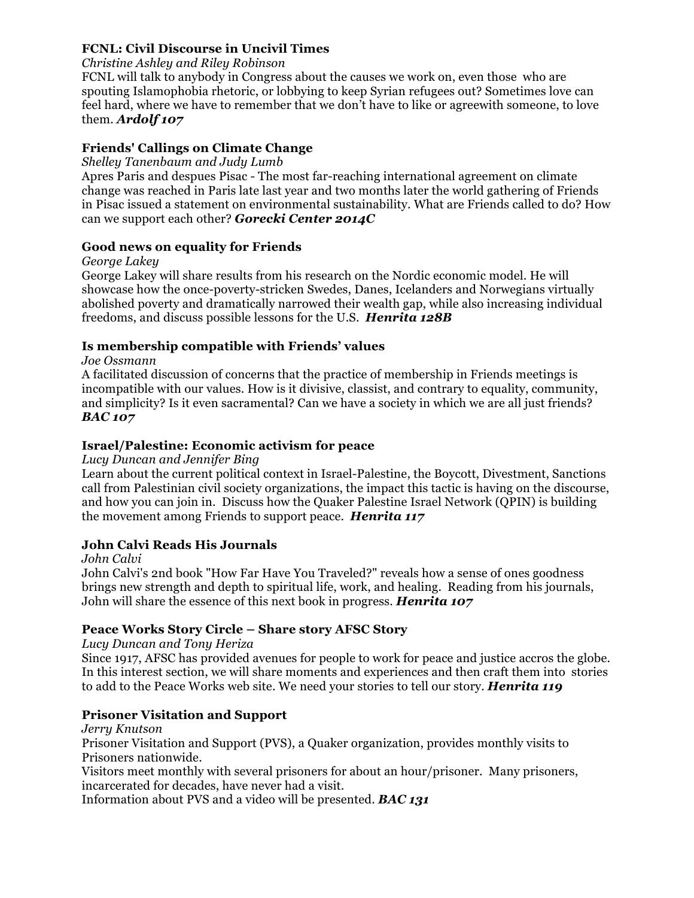**FCNL: Civil Discourse in Uncivil Times**
*Christine Ashley and Riley Robinson*
FCNL will talk to anybody in Congress about the causes we work on, even those  who are spouting Islamophobia rhetoric, or lobbying to keep Syrian refugees out? Sometimes love can feel hard, where we have to remember that we don't have to like or agreewith someone, to love them. ***Ardolf 107***

**Friends' Callings on Climate Change**
*Shelley Tanenbaum and Judy Lumb*
Apres Paris and despues Pisac - The most far-reaching international agreement on climate change was reached in Paris late last year and two months later the world gathering of Friends in Pisac issued a statement on environmental sustainability. What are Friends called to do? How can we support each other? ***Gorecki Center 2014C***

**Good news on equality for Friends**
*George Lakey*
George Lakey will share results from his research on the Nordic economic model. He will showcase how the once-poverty-stricken Swedes, Danes, Icelanders and Norwegians virtually abolished poverty and dramatically narrowed their wealth gap, while also increasing individual freedoms, and discuss possible lessons for the U.S.  ***Henrita 128B***

**Is membership compatible with Friends' values**
*Joe Ossmann*
A facilitated discussion of concerns that the practice of membership in Friends meetings is incompatible with our values. How is it divisive, classist, and contrary to equality, community, and simplicity? Is it even sacramental? Can we have a society in which we are all just friends? ***BAC 107***

**Israel/Palestine: Economic activism for peace**
*Lucy Duncan and Jennifer Bing*
Learn about the current political context in Israel-Palestine, the Boycott, Divestment, Sanctions call from Palestinian civil society organizations, the impact this tactic is having on the discourse, and how you can join in.  Discuss how the Quaker Palestine Israel Network (QPIN) is building the movement among Friends to support peace.  ***Henrita 117***

**John Calvi Reads His Journals**
*John Calvi*
John Calvi's 2nd book "How Far Have You Traveled?" reveals how a sense of ones goodness brings new strength and depth to spiritual life, work, and healing.  Reading from his journals, John will share the essence of this next book in progress. ***Henrita 107***

**Peace Works Story Circle – Share story AFSC Story**
*Lucy Duncan and Tony Heriza*
Since 1917, AFSC has provided avenues for people to work for peace and justice accros the globe. In this interest section, we will share moments and experiences and then craft them into  stories to add to the Peace Works web site. We need your stories to tell our story. ***Henrita 119***

**Prisoner Visitation and Support**
*Jerry Knutson*
Prisoner Visitation and Support (PVS), a Quaker organization, provides monthly visits to Prisoners nationwide.
Visitors meet monthly with several prisoners for about an hour/prisoner.  Many prisoners, incarcerated for decades, have never had a visit.
Information about PVS and a video will be presented. ***BAC 131***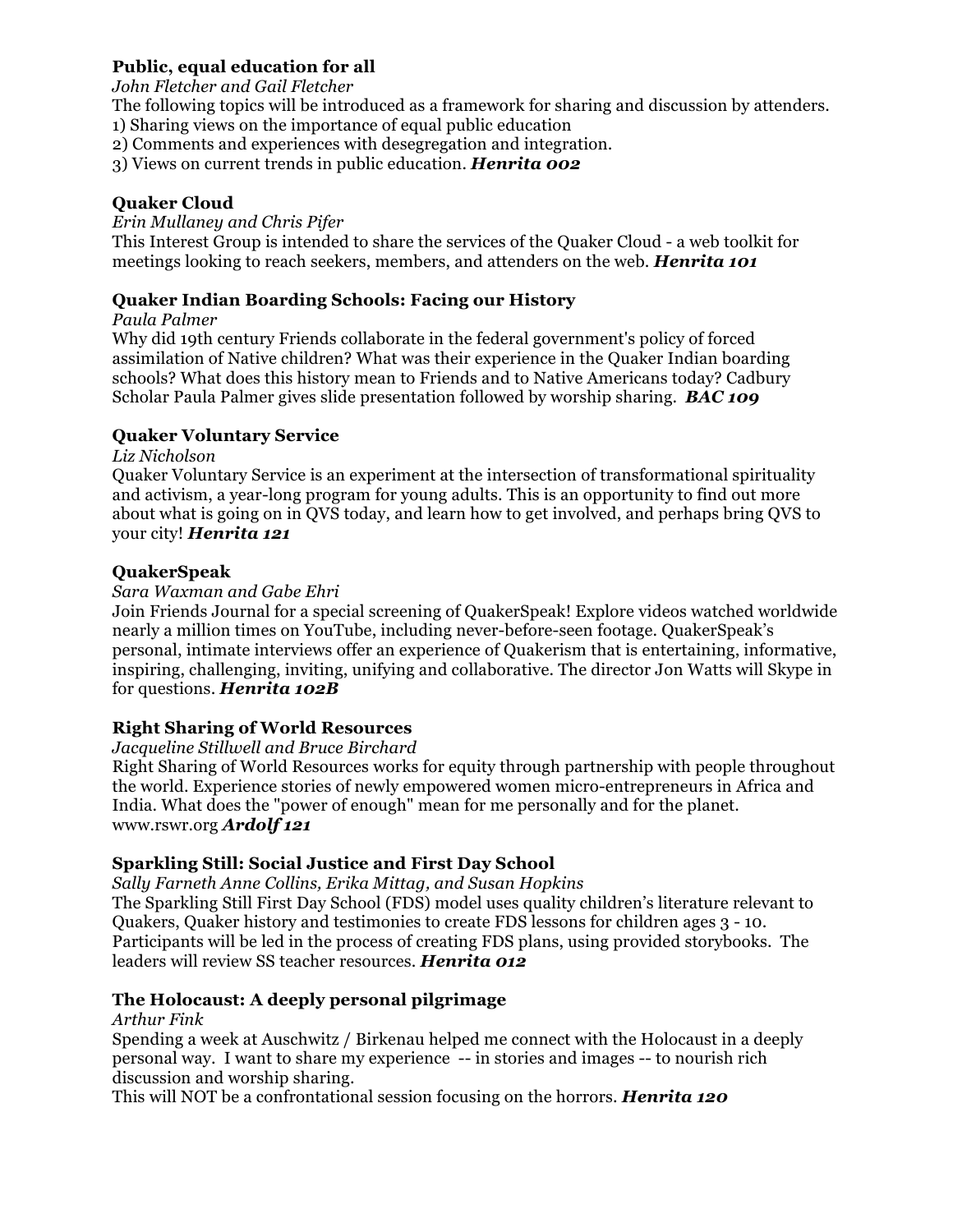**Public, equal education for all**

*John Fletcher and Gail Fletcher*

The following topics will be introduced as a framework for sharing and discussion by attenders.
1) Sharing views on the importance of equal public education
2) Comments and experiences with desegregation and integration.
3) Views on current trends in public education. ***Henrita 002***

**Quaker Cloud**

*Erin Mullaney and Chris Pifer*

This Interest Group is intended to share the services of the Quaker Cloud - a web toolkit for meetings looking to reach seekers, members, and attenders on the web. ***Henrita 101***

**Quaker Indian Boarding Schools: Facing our History**

*Paula Palmer*

Why did 19th century Friends collaborate in the federal government's policy of forced assimilation of Native children? What was their experience in the Quaker Indian boarding schools? What does this history mean to Friends and to Native Americans today? Cadbury Scholar Paula Palmer gives slide presentation followed by worship sharing. ***BAC 109***

**Quaker Voluntary Service**

*Liz Nicholson*

Quaker Voluntary Service is an experiment at the intersection of transformational spirituality and activism, a year-long program for young adults. This is an opportunity to find out more about what is going on in QVS today, and learn how to get involved, and perhaps bring QVS to your city! ***Henrita 121***

**QuakerSpeak**

*Sara Waxman and Gabe Ehri*

Join Friends Journal for a special screening of QuakerSpeak! Explore videos watched worldwide nearly a million times on YouTube, including never-before-seen footage. QuakerSpeak's personal, intimate interviews offer an experience of Quakerism that is entertaining, informative, inspiring, challenging, inviting, unifying and collaborative. The director Jon Watts will Skype in for questions. ***Henrita 102B***

**Right Sharing of World Resources**

*Jacqueline Stillwell and Bruce Birchard*

Right Sharing of World Resources works for equity through partnership with people throughout the world. Experience stories of newly empowered women micro-entrepreneurs in Africa and India. What does the "power of enough" mean for me personally and for the planet. www.rswr.org ***Ardolf 121***

**Sparkling Still: Social Justice and First Day School**

*Sally Farneth Anne Collins, Erika Mittag, and Susan Hopkins*

The Sparkling Still First Day School (FDS) model uses quality children's literature relevant to Quakers, Quaker history and testimonies to create FDS lessons for children ages 3 - 10. Participants will be led in the process of creating FDS plans, using provided storybooks. The leaders will review SS teacher resources. ***Henrita 012***

**The Holocaust: A deeply personal pilgrimage**

*Arthur Fink*

Spending a week at Auschwitz / Birkenau helped me connect with the Holocaust in a deeply personal way. I want to share my experience -- in stories and images -- to nourish rich discussion and worship sharing.
This will NOT be a confrontational session focusing on the horrors. ***Henrita 120***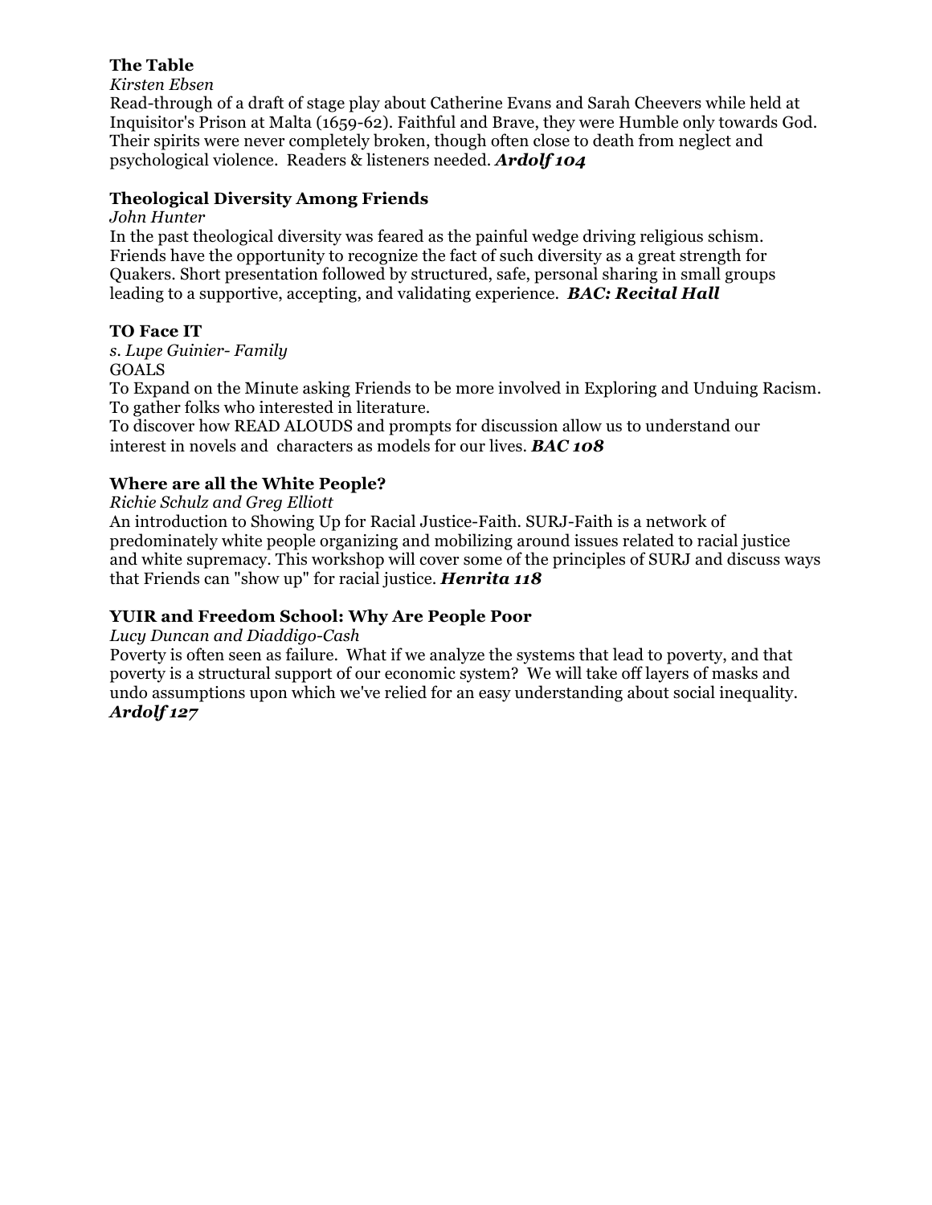**The Table**

*Kirsten Ebsen*

Read-through of a draft of stage play about Catherine Evans and Sarah Cheevers while held at Inquisitor's Prison at Malta (1659-62). Faithful and Brave, they were Humble only towards God. Their spirits were never completely broken, though often close to death from neglect and psychological violence. Readers & listeners needed. ***Ardolf 104***

**Theological Diversity Among Friends**

*John Hunter*

In the past theological diversity was feared as the painful wedge driving religious schism. Friends have the opportunity to recognize the fact of such diversity as a great strength for Quakers. Short presentation followed by structured, safe, personal sharing in small groups leading to a supportive, accepting, and validating experience. ***BAC: Recital Hall***

**TO Face IT**

*s. Lupe Guinier- Family*

GOALS

To Expand on the Minute asking Friends to be more involved in Exploring and Unduing Racism.
To gather folks who interested in literature.
To discover how READ ALOUDS and prompts for discussion allow us to understand our interest in novels and characters as models for our lives. ***BAC 108***

**Where are all the White People?**

*Richie Schulz and Greg Elliott*

An introduction to Showing Up for Racial Justice-Faith. SURJ-Faith is a network of predominately white people organizing and mobilizing around issues related to racial justice and white supremacy. This workshop will cover some of the principles of SURJ and discuss ways that Friends can "show up" for racial justice. ***Henrita 118***

**YUIR and Freedom School: Why Are People Poor**

*Lucy Duncan and Diaddigo-Cash*

Poverty is often seen as failure. What if we analyze the systems that lead to poverty, and that poverty is a structural support of our economic system? We will take off layers of masks and undo assumptions upon which we've relied for an easy understanding about social inequality. ***Ardolf 127***